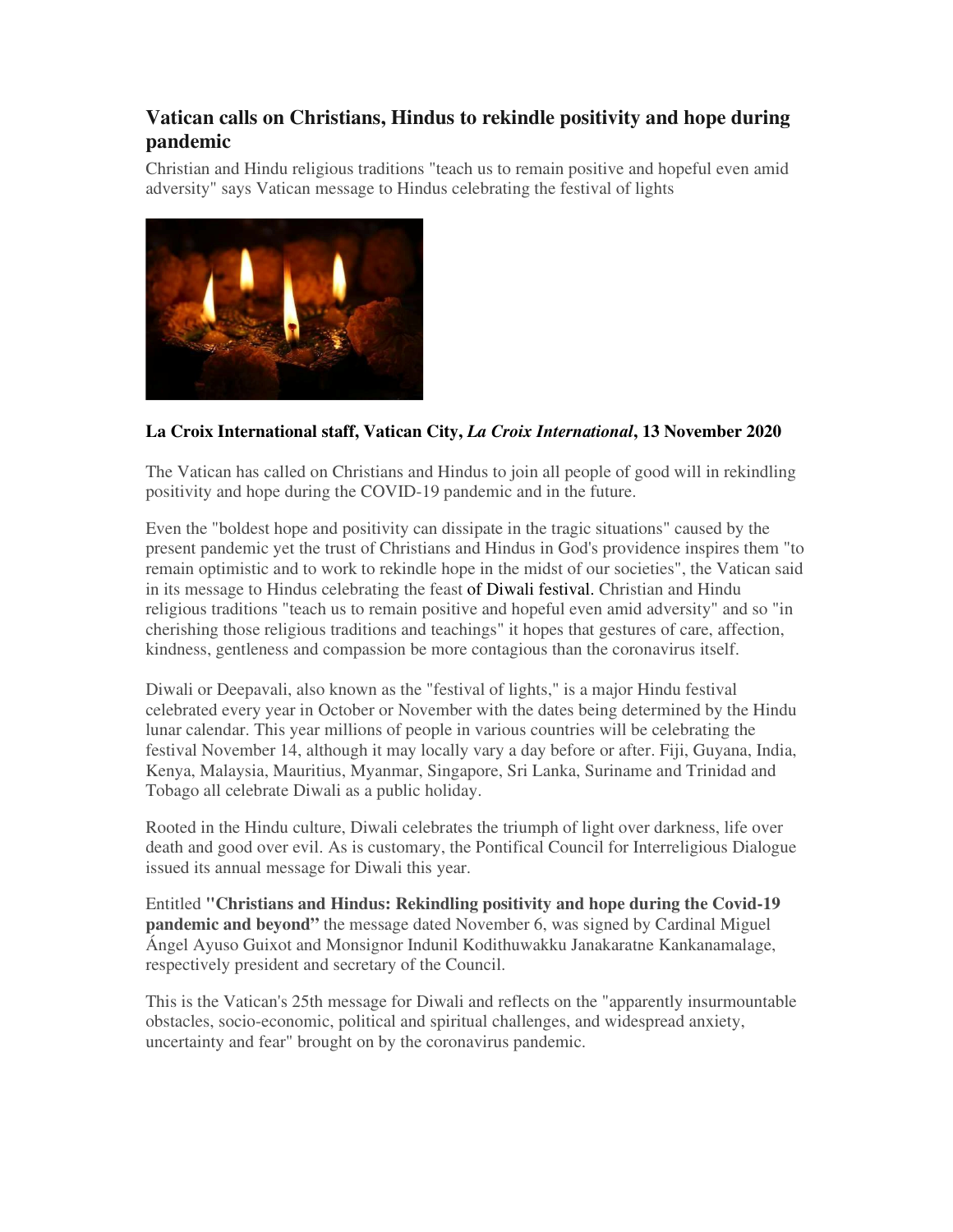# Vatican calls on Christians, Hindus to rekindle positivity and hope during pandemic

Christian and Hindu religious traditions "teach us to remain positive and hopeful even amid adversity" says Vatican message to Hindus celebrating the festival of lights

**La Croix International staff, Vatican City, *La Croix International*, 13 November 2020**

The Vatican has called on Christians and Hindus to join all people of good will in rekindling positivity and hope during the COVID-19 pandemic and in the future.

Even the "boldest hope and positivity can dissipate in the tragic situations" caused by the present pandemic yet the trust of Christians and Hindus in God's providence inspires them "to remain optimistic and to work to rekindle hope in the midst of our societies", the Vatican said in its message to Hindus celebrating the feast of Diwali festival. Christian and Hindu religious traditions "teach us to remain positive and hopeful even amid adversity" and so "in cherishing those religious traditions and teachings" it hopes that gestures of care, affection, kindness, gentleness and compassion be more contagious than the coronavirus itself.

Diwali or Deepavali, also known as the "festival of lights," is a major Hindu festival celebrated every year in October or November with the dates being determined by the Hindu lunar calendar. This year millions of people in various countries will be celebrating the festival November 14, although it may locally vary a day before or after. Fiji, Guyana, India, Kenya, Malaysia, Mauritius, Myanmar, Singapore, Sri Lanka, Suriname and Trinidad and Tobago all celebrate Diwali as a public holiday.

Rooted in the Hindu culture, Diwali celebrates the triumph of light over darkness, life over death and good over evil. As is customary, the Pontifical Council for Interreligious Dialogue issued its annual message for Diwali this year.

Entitled **"Christians and Hindus: Rekindling positivity and hope during the Covid-19 pandemic and beyond"** the message dated November 6, was signed by Cardinal Miguel Ángel Ayuso Guixot and Monsignor Indunil Kodithuwakku Janakaratne Kankanamalage, respectively president and secretary of the Council.

This is the Vatican's 25th message for Diwali and reflects on the "apparently insurmountable obstacles, socio-economic, political and spiritual challenges, and widespread anxiety, uncertainty and fear" brought on by the coronavirus pandemic.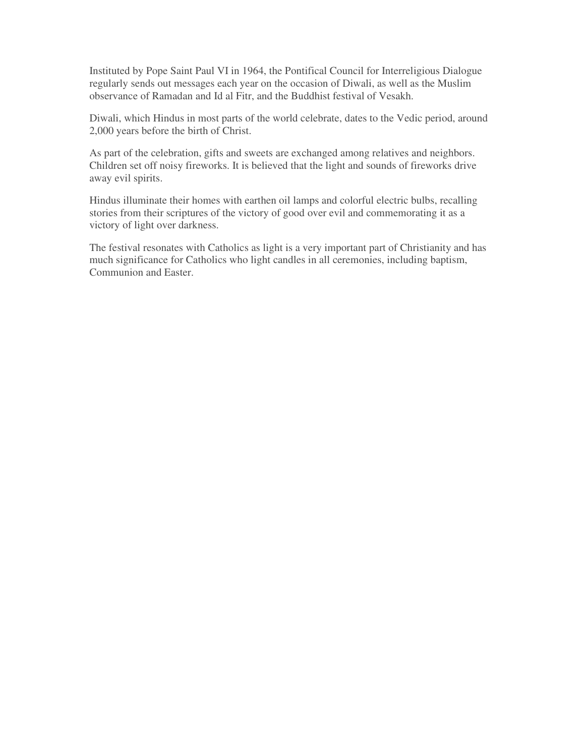Instituted by Pope Saint Paul VI in 1964, the Pontifical Council for Interreligious Dialogue regularly sends out messages each year on the occasion of Diwali, as well as the Muslim observance of Ramadan and Id al Fitr, and the Buddhist festival of Vesakh.

Diwali, which Hindus in most parts of the world celebrate, dates to the Vedic period, around 2,000 years before the birth of Christ.

As part of the celebration, gifts and sweets are exchanged among relatives and neighbors. Children set off noisy fireworks. It is believed that the light and sounds of fireworks drive away evil spirits.

Hindus illuminate their homes with earthen oil lamps and colorful electric bulbs, recalling stories from their scriptures of the victory of good over evil and commemorating it as a victory of light over darkness.

The festival resonates with Catholics as light is a very important part of Christianity and has much significance for Catholics who light candles in all ceremonies, including baptism, Communion and Easter.